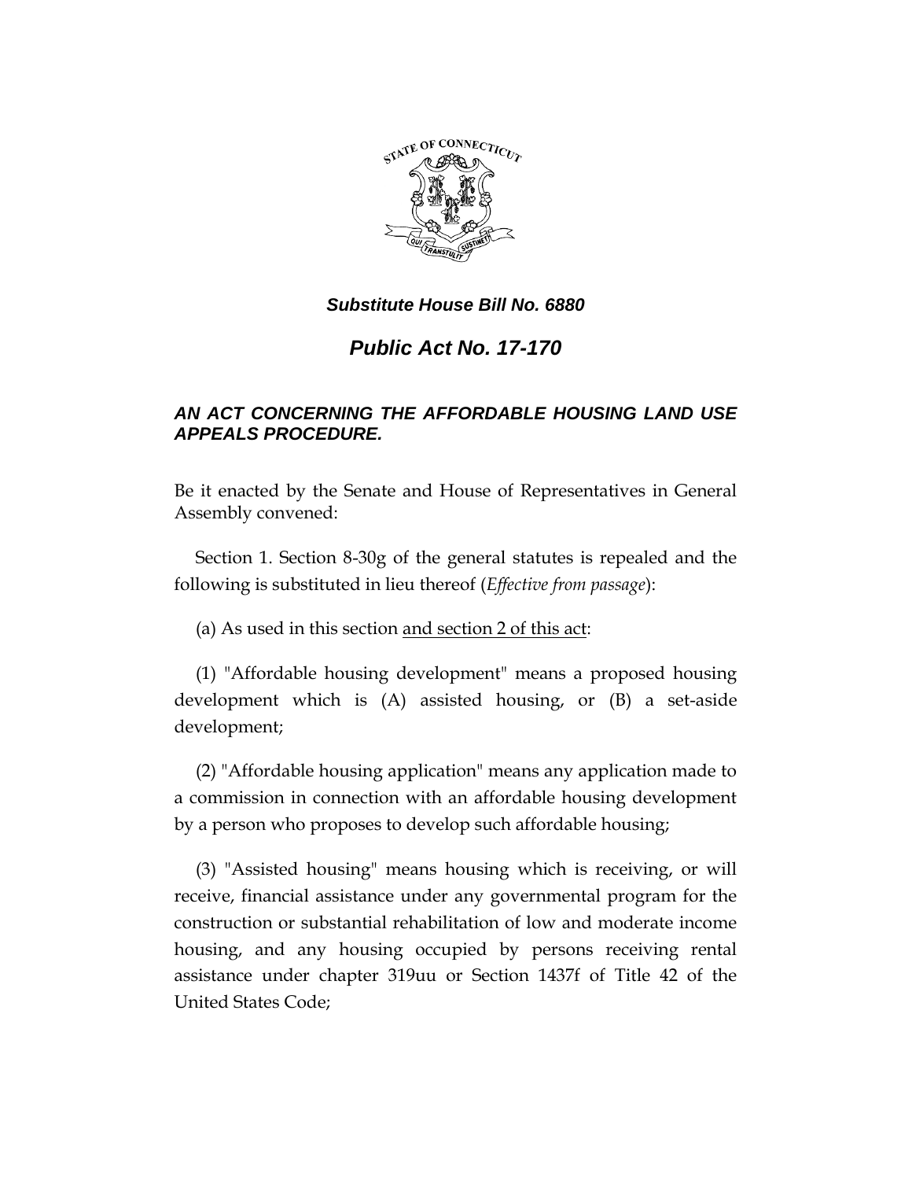***Substitute House Bill No. 6880***

# *Public Act No. 17-170*

## *AN ACT CONCERNING THE AFFORDABLE HOUSING LAND USE APPEALS PROCEDURE.*

Be it enacted by the Senate and House of Representatives in General Assembly convened:

Section 1. Section 8-30g of the general statutes is repealed and the following is substituted in lieu thereof (*Effective from passage*):

(a) As used in this section <u>and section 2 of this act</u>:

(1) "Affordable housing development" means a proposed housing development which is (A) assisted housing, or (B) a set-aside development;

(2) "Affordable housing application" means any application made to a commission in connection with an affordable housing development by a person who proposes to develop such affordable housing;

(3) "Assisted housing" means housing which is receiving, or will receive, financial assistance under any governmental program for the construction or substantial rehabilitation of low and moderate income housing, and any housing occupied by persons receiving rental assistance under chapter 319uu or Section 1437f of Title 42 of the United States Code;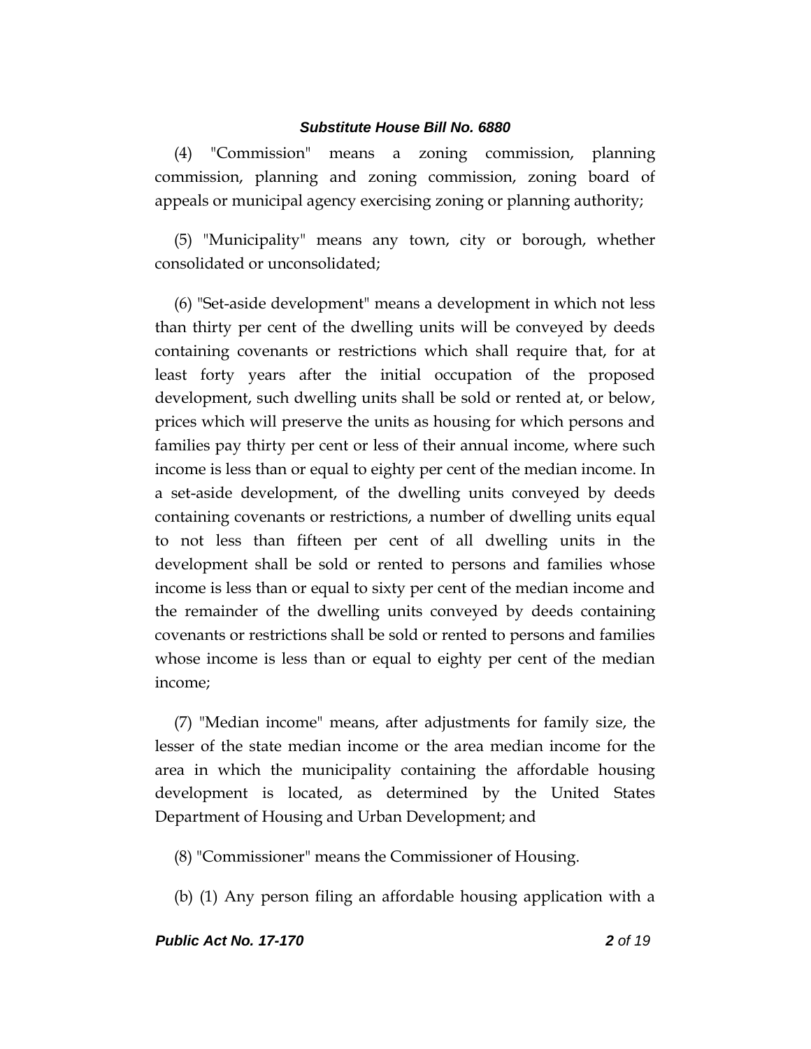(4) "Commission" means a zoning commission, planning commission, planning and zoning commission, zoning board of appeals or municipal agency exercising zoning or planning authority;

(5) "Municipality" means any town, city or borough, whether consolidated or unconsolidated;

(6) "Set-aside development" means a development in which not less than thirty per cent of the dwelling units will be conveyed by deeds containing covenants or restrictions which shall require that, for at least forty years after the initial occupation of the proposed development, such dwelling units shall be sold or rented at, or below, prices which will preserve the units as housing for which persons and families pay thirty per cent or less of their annual income, where such income is less than or equal to eighty per cent of the median income. In a set-aside development, of the dwelling units conveyed by deeds containing covenants or restrictions, a number of dwelling units equal to not less than fifteen per cent of all dwelling units in the development shall be sold or rented to persons and families whose income is less than or equal to sixty per cent of the median income and the remainder of the dwelling units conveyed by deeds containing covenants or restrictions shall be sold or rented to persons and families whose income is less than or equal to eighty per cent of the median income;

(7) "Median income" means, after adjustments for family size, the lesser of the state median income or the area median income for the area in which the municipality containing the affordable housing development is located, as determined by the United States Department of Housing and Urban Development; and

(8) "Commissioner" means the Commissioner of Housing.

(b) (1) Any person filing an affordable housing application with a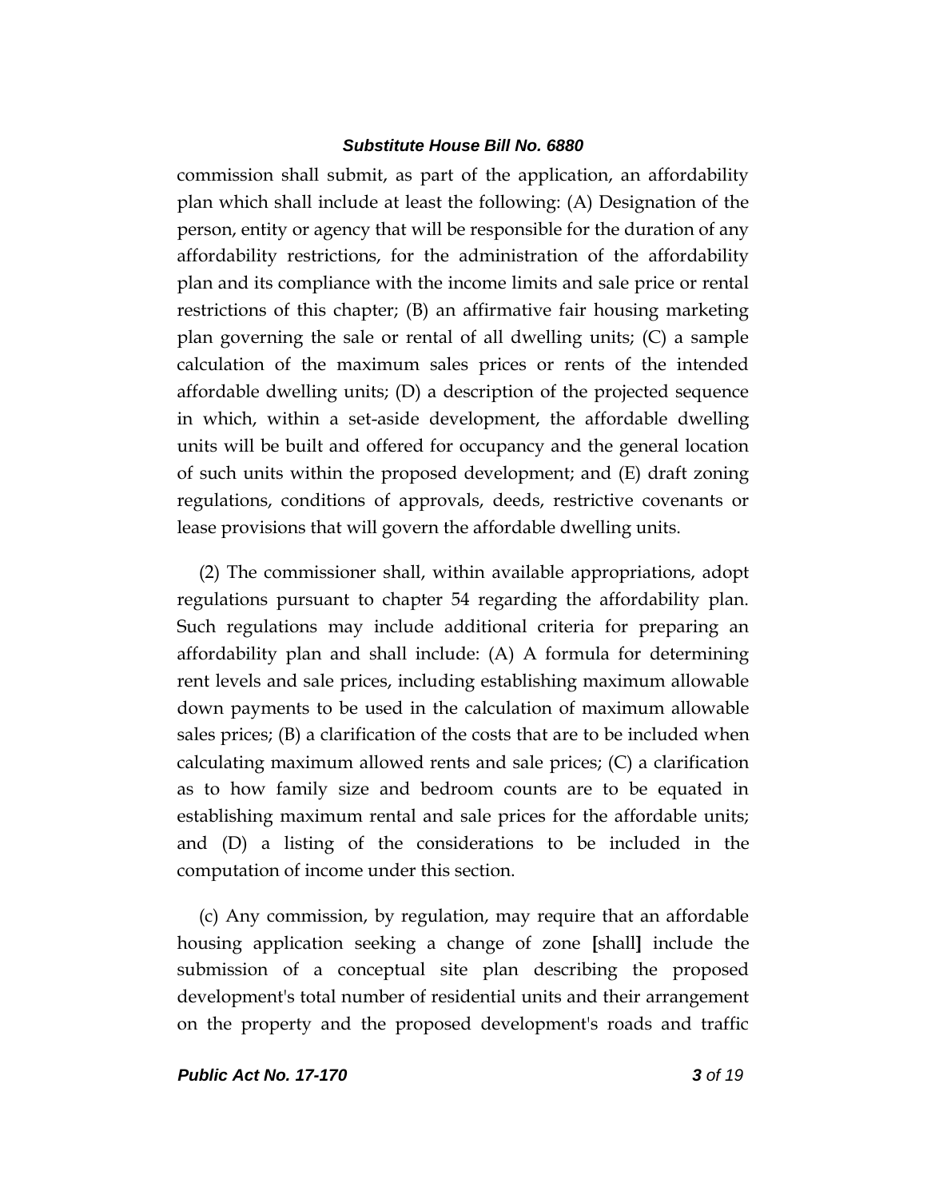commission shall submit, as part of the application, an affordability plan which shall include at least the following: (A) Designation of the person, entity or agency that will be responsible for the duration of any affordability restrictions, for the administration of the affordability plan and its compliance with the income limits and sale price or rental restrictions of this chapter; (B) an affirmative fair housing marketing plan governing the sale or rental of all dwelling units; (C) a sample calculation of the maximum sales prices or rents of the intended affordable dwelling units; (D) a description of the projected sequence in which, within a set-aside development, the affordable dwelling units will be built and offered for occupancy and the general location of such units within the proposed development; and (E) draft zoning regulations, conditions of approvals, deeds, restrictive covenants or lease provisions that will govern the affordable dwelling units.

(2) The commissioner shall, within available appropriations, adopt regulations pursuant to chapter 54 regarding the affordability plan. Such regulations may include additional criteria for preparing an affordability plan and shall include: (A) A formula for determining rent levels and sale prices, including establishing maximum allowable down payments to be used in the calculation of maximum allowable sales prices; (B) a clarification of the costs that are to be included when calculating maximum allowed rents and sale prices; (C) a clarification as to how family size and bedroom counts are to be equated in establishing maximum rental and sale prices for the affordable units; and (D) a listing of the considerations to be included in the computation of income under this section.

(c) Any commission, by regulation, may require that an affordable housing application seeking a change of zone **[**shall**]** include the submission of a conceptual site plan describing the proposed development's total number of residential units and their arrangement on the property and the proposed development's roads and traffic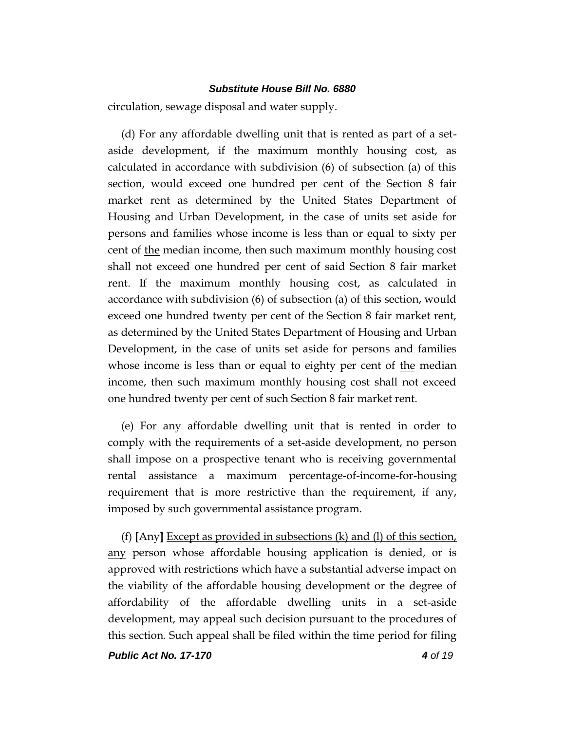circulation, sewage disposal and water supply.

(d) For any affordable dwelling unit that is rented as part of a set-aside development, if the maximum monthly housing cost, as calculated in accordance with subdivision (6) of subsection (a) of this section, would exceed one hundred per cent of the Section 8 fair market rent as determined by the United States Department of Housing and Urban Development, in the case of units set aside for persons and families whose income is less than or equal to sixty per cent of the median income, then such maximum monthly housing cost shall not exceed one hundred per cent of said Section 8 fair market rent. If the maximum monthly housing cost, as calculated in accordance with subdivision (6) of subsection (a) of this section, would exceed one hundred twenty per cent of the Section 8 fair market rent, as determined by the United States Department of Housing and Urban Development, in the case of units set aside for persons and families whose income is less than or equal to eighty per cent of the median income, then such maximum monthly housing cost shall not exceed one hundred twenty per cent of such Section 8 fair market rent.

(e) For any affordable dwelling unit that is rented in order to comply with the requirements of a set-aside development, no person shall impose on a prospective tenant who is receiving governmental rental assistance a maximum percentage-of-income-for-housing requirement that is more restrictive than the requirement, if any, imposed by such governmental assistance program.

(f) **[**Any**]** Except as provided in subsections (k) and (l) of this section, any person whose affordable housing application is denied, or is approved with restrictions which have a substantial adverse impact on the viability of the affordable housing development or the degree of affordability of the affordable dwelling units in a set-aside development, may appeal such decision pursuant to the procedures of this section. Such appeal shall be filed within the time period for filing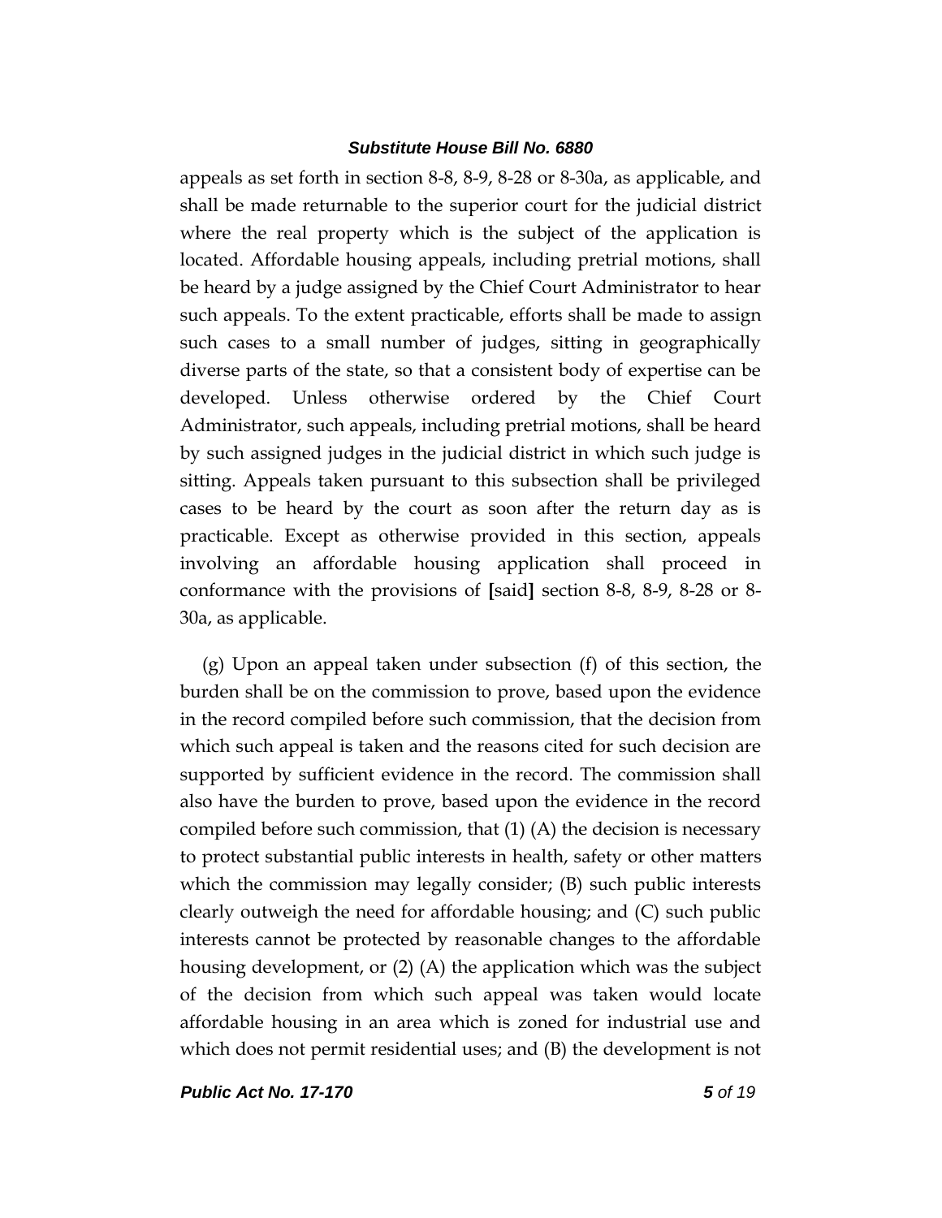appeals as set forth in section 8-8, 8-9, 8-28 or 8-30a, as applicable, and shall be made returnable to the superior court for the judicial district where the real property which is the subject of the application is located. Affordable housing appeals, including pretrial motions, shall be heard by a judge assigned by the Chief Court Administrator to hear such appeals. To the extent practicable, efforts shall be made to assign such cases to a small number of judges, sitting in geographically diverse parts of the state, so that a consistent body of expertise can be developed. Unless otherwise ordered by the Chief Court Administrator, such appeals, including pretrial motions, shall be heard by such assigned judges in the judicial district in which such judge is sitting. Appeals taken pursuant to this subsection shall be privileged cases to be heard by the court as soon after the return day as is practicable. Except as otherwise provided in this section, appeals involving an affordable housing application shall proceed in conformance with the provisions of [said] section 8-8, 8-9, 8-28 or 8-30a, as applicable.

(g) Upon an appeal taken under subsection (f) of this section, the burden shall be on the commission to prove, based upon the evidence in the record compiled before such commission, that the decision from which such appeal is taken and the reasons cited for such decision are supported by sufficient evidence in the record. The commission shall also have the burden to prove, based upon the evidence in the record compiled before such commission, that (1) (A) the decision is necessary to protect substantial public interests in health, safety or other matters which the commission may legally consider; (B) such public interests clearly outweigh the need for affordable housing; and (C) such public interests cannot be protected by reasonable changes to the affordable housing development, or (2) (A) the application which was the subject of the decision from which such appeal was taken would locate affordable housing in an area which is zoned for industrial use and which does not permit residential uses; and (B) the development is not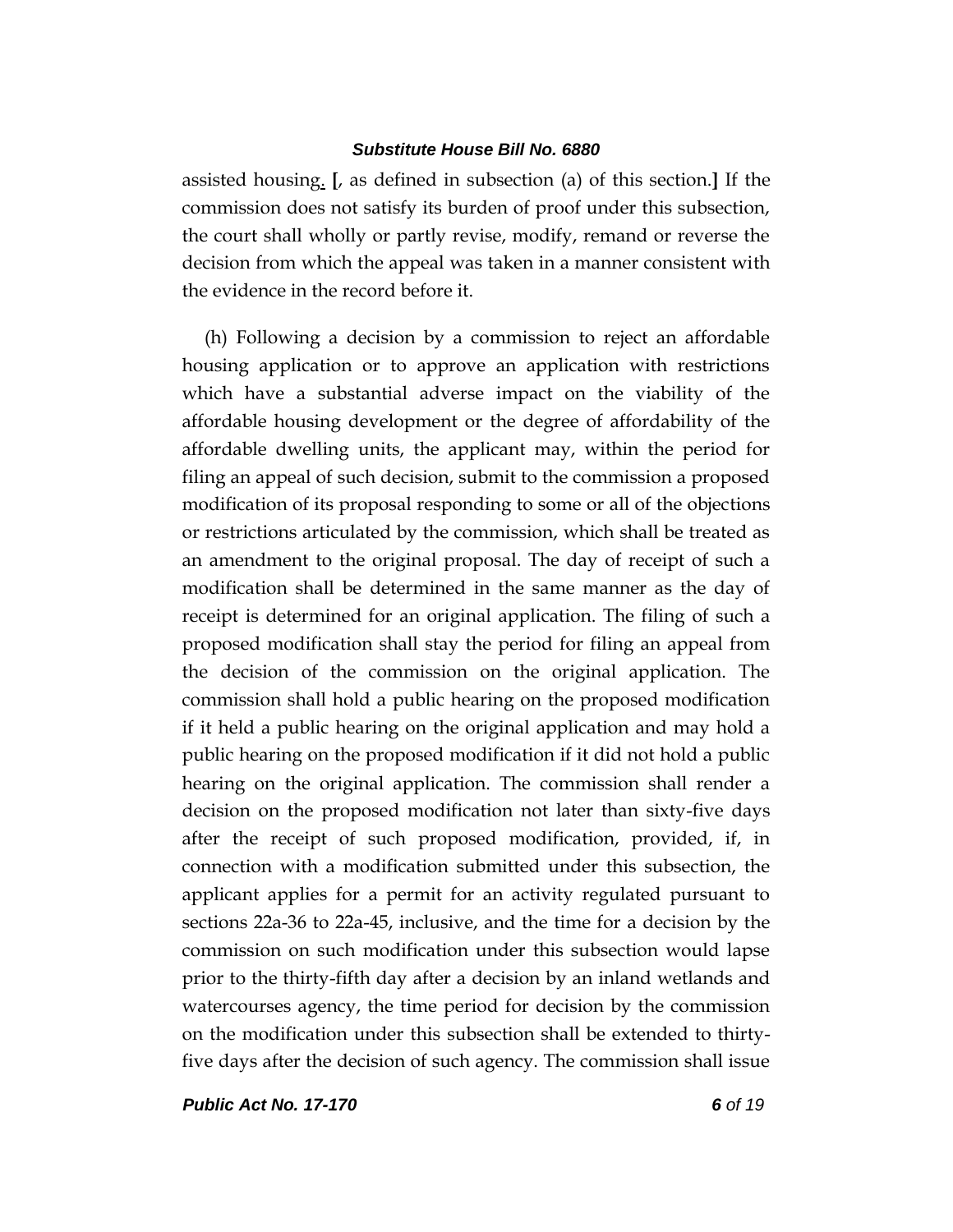assisted housing. [, as defined in subsection (a) of this section.] If the commission does not satisfy its burden of proof under this subsection, the court shall wholly or partly revise, modify, remand or reverse the decision from which the appeal was taken in a manner consistent with the evidence in the record before it.

(h) Following a decision by a commission to reject an affordable housing application or to approve an application with restrictions which have a substantial adverse impact on the viability of the affordable housing development or the degree of affordability of the affordable dwelling units, the applicant may, within the period for filing an appeal of such decision, submit to the commission a proposed modification of its proposal responding to some or all of the objections or restrictions articulated by the commission, which shall be treated as an amendment to the original proposal. The day of receipt of such a modification shall be determined in the same manner as the day of receipt is determined for an original application. The filing of such a proposed modification shall stay the period for filing an appeal from the decision of the commission on the original application. The commission shall hold a public hearing on the proposed modification if it held a public hearing on the original application and may hold a public hearing on the proposed modification if it did not hold a public hearing on the original application. The commission shall render a decision on the proposed modification not later than sixty-five days after the receipt of such proposed modification, provided, if, in connection with a modification submitted under this subsection, the applicant applies for a permit for an activity regulated pursuant to sections 22a-36 to 22a-45, inclusive, and the time for a decision by the commission on such modification under this subsection would lapse prior to the thirty-fifth day after a decision by an inland wetlands and watercourses agency, the time period for decision by the commission on the modification under this subsection shall be extended to thirty-five days after the decision of such agency. The commission shall issue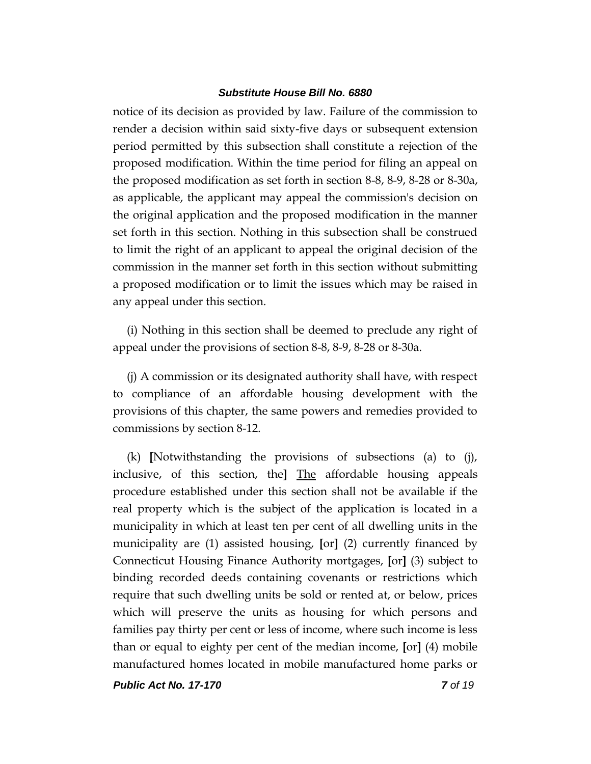notice of its decision as provided by law. Failure of the commission to render a decision within said sixty-five days or subsequent extension period permitted by this subsection shall constitute a rejection of the proposed modification. Within the time period for filing an appeal on the proposed modification as set forth in section 8-8, 8-9, 8-28 or 8-30a, as applicable, the applicant may appeal the commission's decision on the original application and the proposed modification in the manner set forth in this section. Nothing in this subsection shall be construed to limit the right of an applicant to appeal the original decision of the commission in the manner set forth in this section without submitting a proposed modification or to limit the issues which may be raised in any appeal under this section.

(i) Nothing in this section shall be deemed to preclude any right of appeal under the provisions of section 8-8, 8-9, 8-28 or 8-30a.

(j) A commission or its designated authority shall have, with respect to compliance of an affordable housing development with the provisions of this chapter, the same powers and remedies provided to commissions by section 8-12.

(k) **[**Notwithstanding the provisions of subsections (a) to (j), inclusive, of this section, the**]** <u>The</u> affordable housing appeals procedure established under this section shall not be available if the real property which is the subject of the application is located in a municipality in which at least ten per cent of all dwelling units in the municipality are (1) assisted housing, **[**or**]** (2) currently financed by Connecticut Housing Finance Authority mortgages, **[**or**]** (3) subject to binding recorded deeds containing covenants or restrictions which require that such dwelling units be sold or rented at, or below, prices which will preserve the units as housing for which persons and families pay thirty per cent or less of income, where such income is less than or equal to eighty per cent of the median income, **[**or**]** (4) mobile manufactured homes located in mobile manufactured home parks or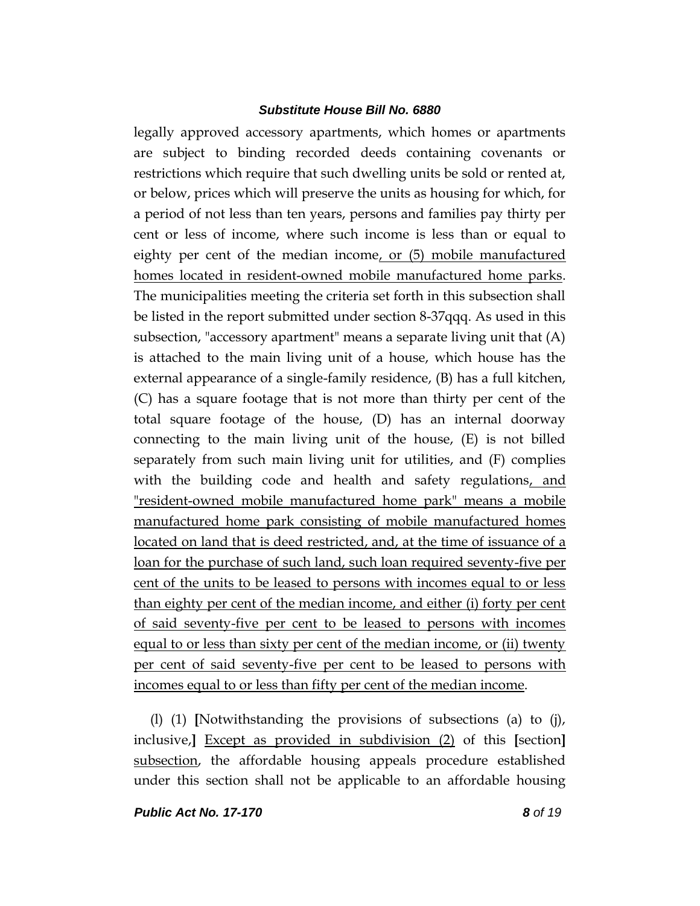legally approved accessory apartments, which homes or apartments are subject to binding recorded deeds containing covenants or restrictions which require that such dwelling units be sold or rented at, or below, prices which will preserve the units as housing for which, for a period of not less than ten years, persons and families pay thirty per cent or less of income, where such income is less than or equal to eighty per cent of the median income<u>, or (5) mobile manufactured homes located in resident-owned mobile manufactured home parks</u>. The municipalities meeting the criteria set forth in this subsection shall be listed in the report submitted under section 8-37qqq. As used in this subsection, "accessory apartment" means a separate living unit that (A) is attached to the main living unit of a house, which house has the external appearance of a single-family residence, (B) has a full kitchen, (C) has a square footage that is not more than thirty per cent of the total square footage of the house, (D) has an internal doorway connecting to the main living unit of the house, (E) is not billed separately from such main living unit for utilities, and (F) complies with the building code and health and safety regulations<u>, and "resident-owned mobile manufactured home park" means a mobile manufactured home park consisting of mobile manufactured homes located on land that is deed restricted, and, at the time of issuance of a loan for the purchase of such land, such loan required seventy-five per cent of the units to be leased to persons with incomes equal to or less than eighty per cent of the median income, and either (i) forty per cent of said seventy-five per cent to be leased to persons with incomes equal to or less than sixty per cent of the median income, or (ii) twenty per cent of said seventy-five per cent to be leased to persons with incomes equal to or less than fifty per cent of the median income</u>.

(l) (1) **[**Notwithstanding the provisions of subsections (a) to (j), inclusive,**]** <u>Except as provided in subdivision (2)</u> of this **[**section**]** <u>subsection</u>, the affordable housing appeals procedure established under this section shall not be applicable to an affordable housing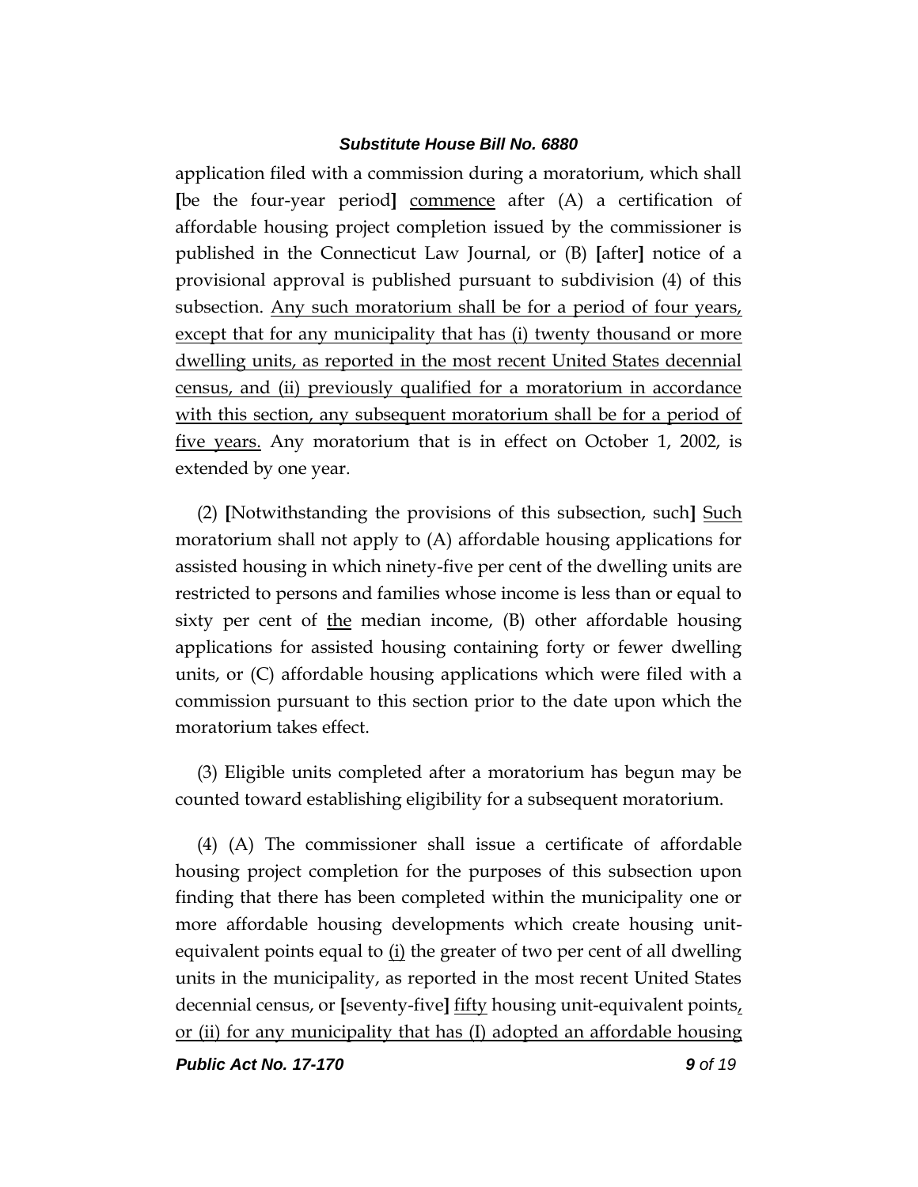application filed with a commission during a moratorium, which shall [be the four-year period] <u>commence</u> after (A) a certification of affordable housing project completion issued by the commissioner is published in the Connecticut Law Journal, or (B) [after] notice of a provisional approval is published pursuant to subdivision (4) of this subsection. <u>Any such moratorium shall be for a period of four years, except that for any municipality that has (i) twenty thousand or more dwelling units, as reported in the most recent United States decennial census, and (ii) previously qualified for a moratorium in accordance with this section, any subsequent moratorium shall be for a period of five years.</u> Any moratorium that is in effect on October 1, 2002, is extended by one year.

(2) [Notwithstanding the provisions of this subsection, such] <u>Such</u> moratorium shall not apply to (A) affordable housing applications for assisted housing in which ninety-five per cent of the dwelling units are restricted to persons and families whose income is less than or equal to sixty per cent of <u>the</u> median income, (B) other affordable housing applications for assisted housing containing forty or fewer dwelling units, or (C) affordable housing applications which were filed with a commission pursuant to this section prior to the date upon which the moratorium takes effect.

(3) Eligible units completed after a moratorium has begun may be counted toward establishing eligibility for a subsequent moratorium.

(4) (A) The commissioner shall issue a certificate of affordable housing project completion for the purposes of this subsection upon finding that there has been completed within the municipality one or more affordable housing developments which create housing unit-equivalent points equal to <u>(i)</u> the greater of two per cent of all dwelling units in the municipality, as reported in the most recent United States decennial census, or [seventy-five] <u>fifty</u> housing unit-equivalent points<u>, or (ii) for any municipality that has (I) adopted an affordable housing</u>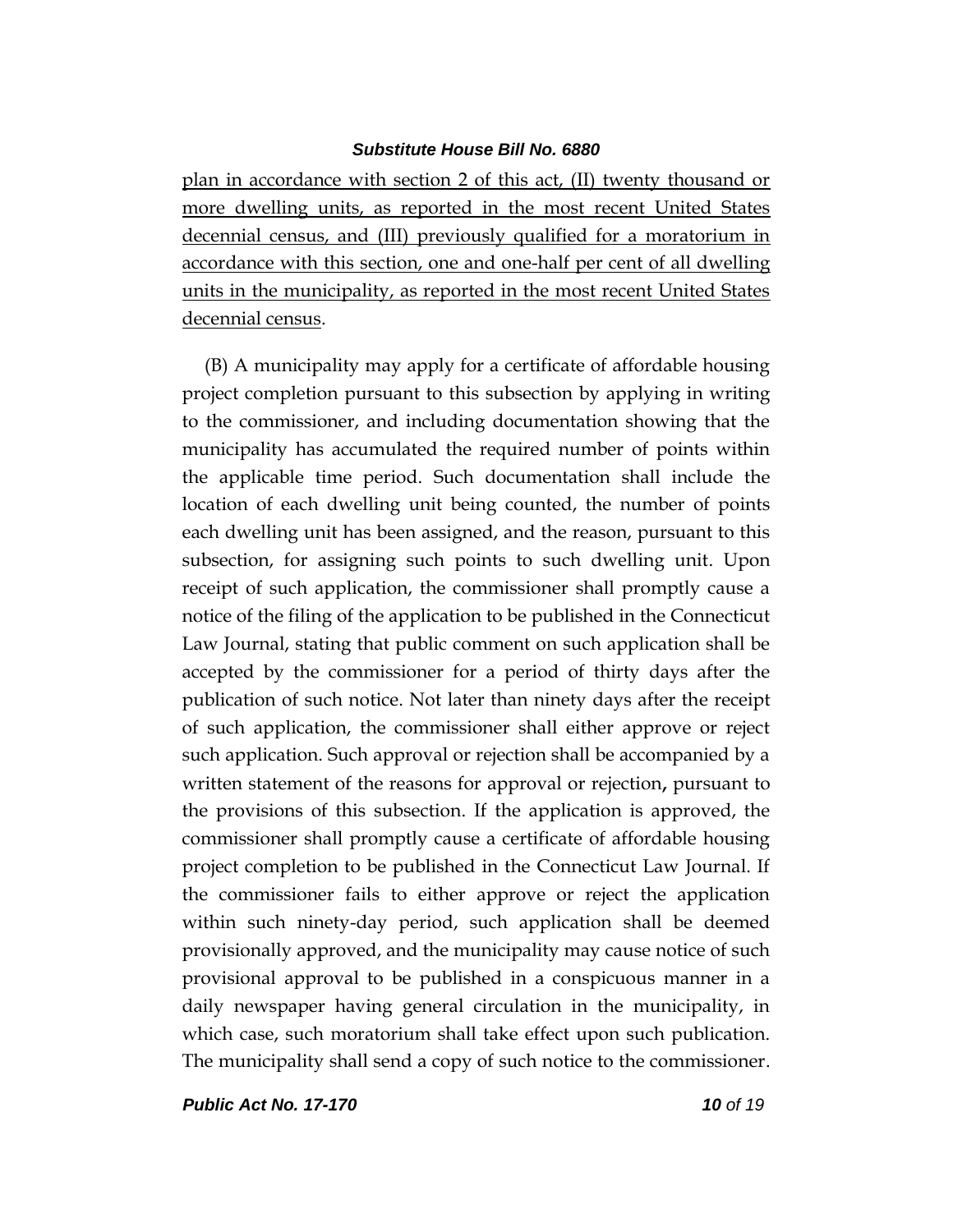plan in accordance with section 2 of this act, (II) twenty thousand or more dwelling units, as reported in the most recent United States decennial census, and (III) previously qualified for a moratorium in accordance with this section, one and one-half per cent of all dwelling units in the municipality, as reported in the most recent United States decennial census.

(B) A municipality may apply for a certificate of affordable housing project completion pursuant to this subsection by applying in writing to the commissioner, and including documentation showing that the municipality has accumulated the required number of points within the applicable time period. Such documentation shall include the location of each dwelling unit being counted, the number of points each dwelling unit has been assigned, and the reason, pursuant to this subsection, for assigning such points to such dwelling unit. Upon receipt of such application, the commissioner shall promptly cause a notice of the filing of the application to be published in the Connecticut Law Journal, stating that public comment on such application shall be accepted by the commissioner for a period of thirty days after the publication of such notice. Not later than ninety days after the receipt of such application, the commissioner shall either approve or reject such application. Such approval or rejection shall be accompanied by a written statement of the reasons for approval or rejection, pursuant to the provisions of this subsection. If the application is approved, the commissioner shall promptly cause a certificate of affordable housing project completion to be published in the Connecticut Law Journal. If the commissioner fails to either approve or reject the application within such ninety-day period, such application shall be deemed provisionally approved, and the municipality may cause notice of such provisional approval to be published in a conspicuous manner in a daily newspaper having general circulation in the municipality, in which case, such moratorium shall take effect upon such publication. The municipality shall send a copy of such notice to the commissioner.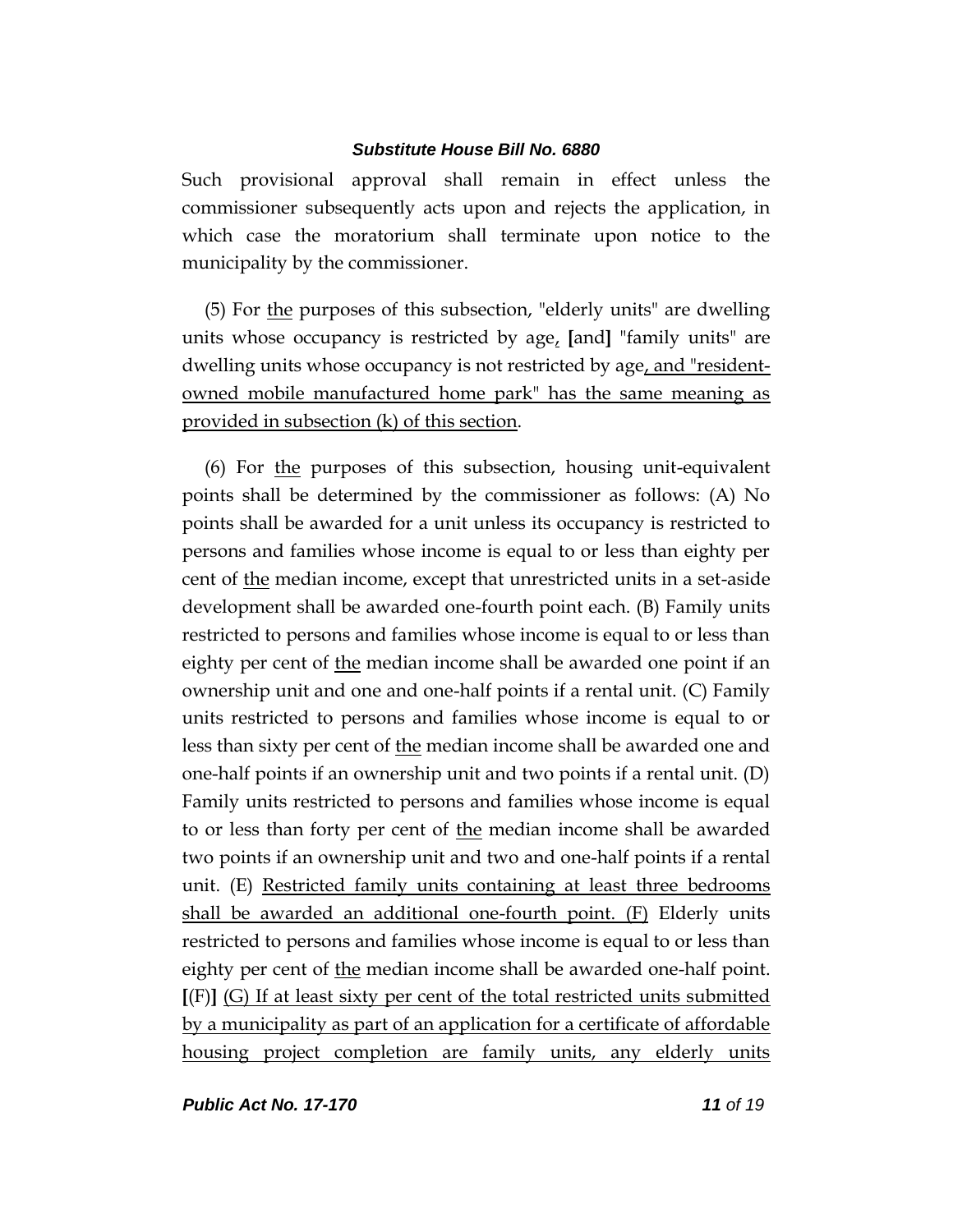Such provisional approval shall remain in effect unless the commissioner subsequently acts upon and rejects the application, in which case the moratorium shall terminate upon notice to the municipality by the commissioner.

(5) For <u>the</u> purposes of this subsection, "elderly units" are dwelling units whose occupancy is restricted by age<u>,</u> **[**and**]** "family units" are dwelling units whose occupancy is not restricted by age<u>, and "resident-owned mobile manufactured home park" has the same meaning as provided in subsection (k) of this section</u>.

(6) For <u>the</u> purposes of this subsection, housing unit-equivalent points shall be determined by the commissioner as follows: (A) No points shall be awarded for a unit unless its occupancy is restricted to persons and families whose income is equal to or less than eighty per cent of <u>the</u> median income, except that unrestricted units in a set-aside development shall be awarded one-fourth point each. (B) Family units restricted to persons and families whose income is equal to or less than eighty per cent of <u>the</u> median income shall be awarded one point if an ownership unit and one and one-half points if a rental unit. (C) Family units restricted to persons and families whose income is equal to or less than sixty per cent of <u>the</u> median income shall be awarded one and one-half points if an ownership unit and two points if a rental unit. (D) Family units restricted to persons and families whose income is equal to or less than forty per cent of <u>the</u> median income shall be awarded two points if an ownership unit and two and one-half points if a rental unit. (E) <u>Restricted family units containing at least three bedrooms shall be awarded an additional one-fourth point. (F)</u> Elderly units restricted to persons and families whose income is equal to or less than eighty per cent of <u>the</u> median income shall be awarded one-half point. **[**(F)**]** <u>(G) If at least sixty per cent of the total restricted units submitted by a municipality as part of an application for a certificate of affordable housing project completion are family units, any elderly units</u>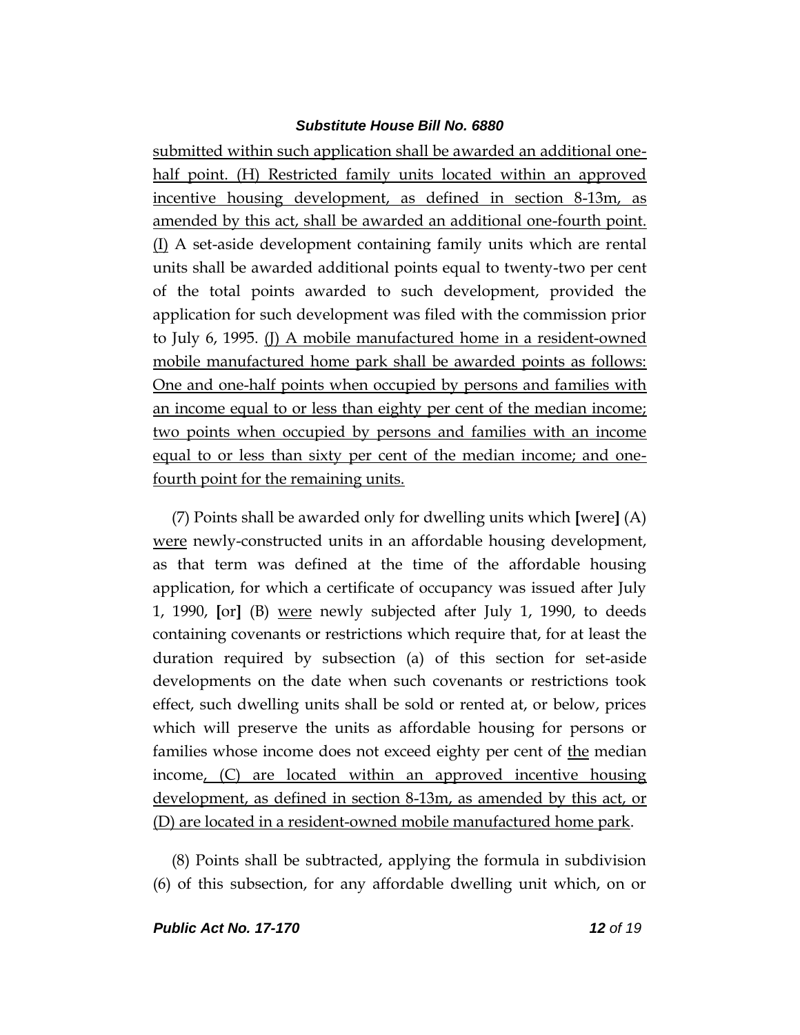submitted within such application shall be awarded an additional one-half point. (H) Restricted family units located within an approved incentive housing development, as defined in section 8-13m, as amended by this act, shall be awarded an additional one-fourth point. (I) A set-aside development containing family units which are rental units shall be awarded additional points equal to twenty-two per cent of the total points awarded to such development, provided the application for such development was filed with the commission prior to July 6, 1995. (J) A mobile manufactured home in a resident-owned mobile manufactured home park shall be awarded points as follows: One and one-half points when occupied by persons and families with an income equal to or less than eighty per cent of the median income; two points when occupied by persons and families with an income equal to or less than sixty per cent of the median income; and one-fourth point for the remaining units.

(7) Points shall be awarded only for dwelling units which **[**were**]** (A) were newly-constructed units in an affordable housing development, as that term was defined at the time of the affordable housing application, for which a certificate of occupancy was issued after July 1, 1990, **[**or**]** (B) were newly subjected after July 1, 1990, to deeds containing covenants or restrictions which require that, for at least the duration required by subsection (a) of this section for set-aside developments on the date when such covenants or restrictions took effect, such dwelling units shall be sold or rented at, or below, prices which will preserve the units as affordable housing for persons or families whose income does not exceed eighty per cent of the median income, (C) are located within an approved incentive housing development, as defined in section 8-13m, as amended by this act, or (D) are located in a resident-owned mobile manufactured home park.

(8) Points shall be subtracted, applying the formula in subdivision (6) of this subsection, for any affordable dwelling unit which, on or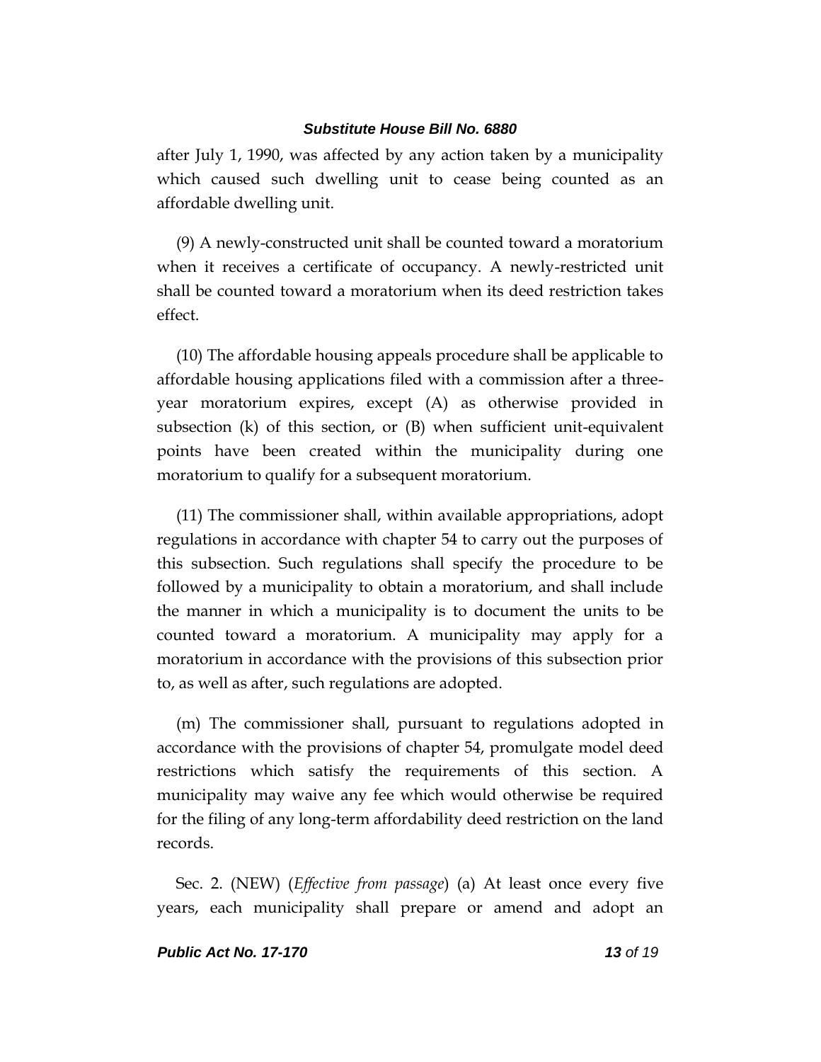after July 1, 1990, was affected by any action taken by a municipality which caused such dwelling unit to cease being counted as an affordable dwelling unit.

(9) A newly-constructed unit shall be counted toward a moratorium when it receives a certificate of occupancy. A newly-restricted unit shall be counted toward a moratorium when its deed restriction takes effect.

(10) The affordable housing appeals procedure shall be applicable to affordable housing applications filed with a commission after a three-year moratorium expires, except (A) as otherwise provided in subsection (k) of this section, or (B) when sufficient unit-equivalent points have been created within the municipality during one moratorium to qualify for a subsequent moratorium.

(11) The commissioner shall, within available appropriations, adopt regulations in accordance with chapter 54 to carry out the purposes of this subsection. Such regulations shall specify the procedure to be followed by a municipality to obtain a moratorium, and shall include the manner in which a municipality is to document the units to be counted toward a moratorium. A municipality may apply for a moratorium in accordance with the provisions of this subsection prior to, as well as after, such regulations are adopted.

(m) The commissioner shall, pursuant to regulations adopted in accordance with the provisions of chapter 54, promulgate model deed restrictions which satisfy the requirements of this section. A municipality may waive any fee which would otherwise be required for the filing of any long-term affordability deed restriction on the land records.

Sec. 2. (NEW) (*Effective from passage*) (a) At least once every five years, each municipality shall prepare or amend and adopt an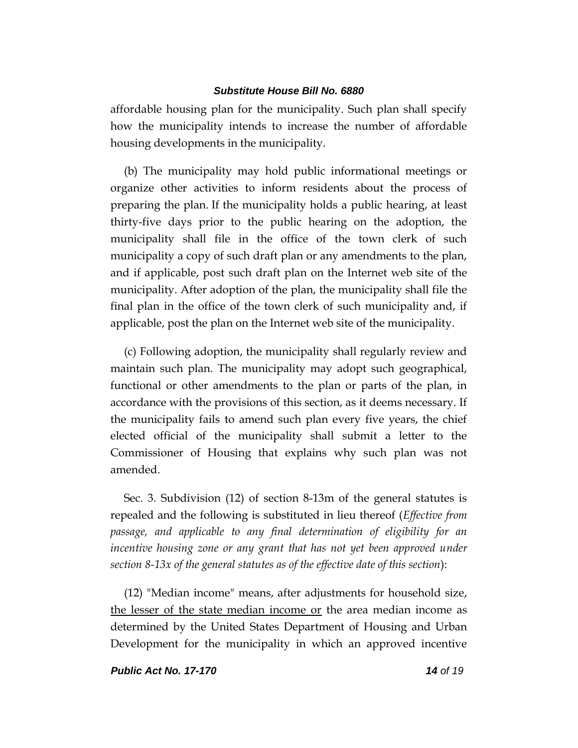affordable housing plan for the municipality. Such plan shall specify how the municipality intends to increase the number of affordable housing developments in the municipality.

(b) The municipality may hold public informational meetings or organize other activities to inform residents about the process of preparing the plan. If the municipality holds a public hearing, at least thirty-five days prior to the public hearing on the adoption, the municipality shall file in the office of the town clerk of such municipality a copy of such draft plan or any amendments to the plan, and if applicable, post such draft plan on the Internet web site of the municipality. After adoption of the plan, the municipality shall file the final plan in the office of the town clerk of such municipality and, if applicable, post the plan on the Internet web site of the municipality.

(c) Following adoption, the municipality shall regularly review and maintain such plan. The municipality may adopt such geographical, functional or other amendments to the plan or parts of the plan, in accordance with the provisions of this section, as it deems necessary. If the municipality fails to amend such plan every five years, the chief elected official of the municipality shall submit a letter to the Commissioner of Housing that explains why such plan was not amended.

Sec. 3. Subdivision (12) of section 8-13m of the general statutes is repealed and the following is substituted in lieu thereof (*Effective from passage, and applicable to any final determination of eligibility for an incentive housing zone or any grant that has not yet been approved under section 8-13x of the general statutes as of the effective date of this section*):

(12) "Median income" means, after adjustments for household size, <u>the lesser of the state median income or</u> the area median income as determined by the United States Department of Housing and Urban Development for the municipality in which an approved incentive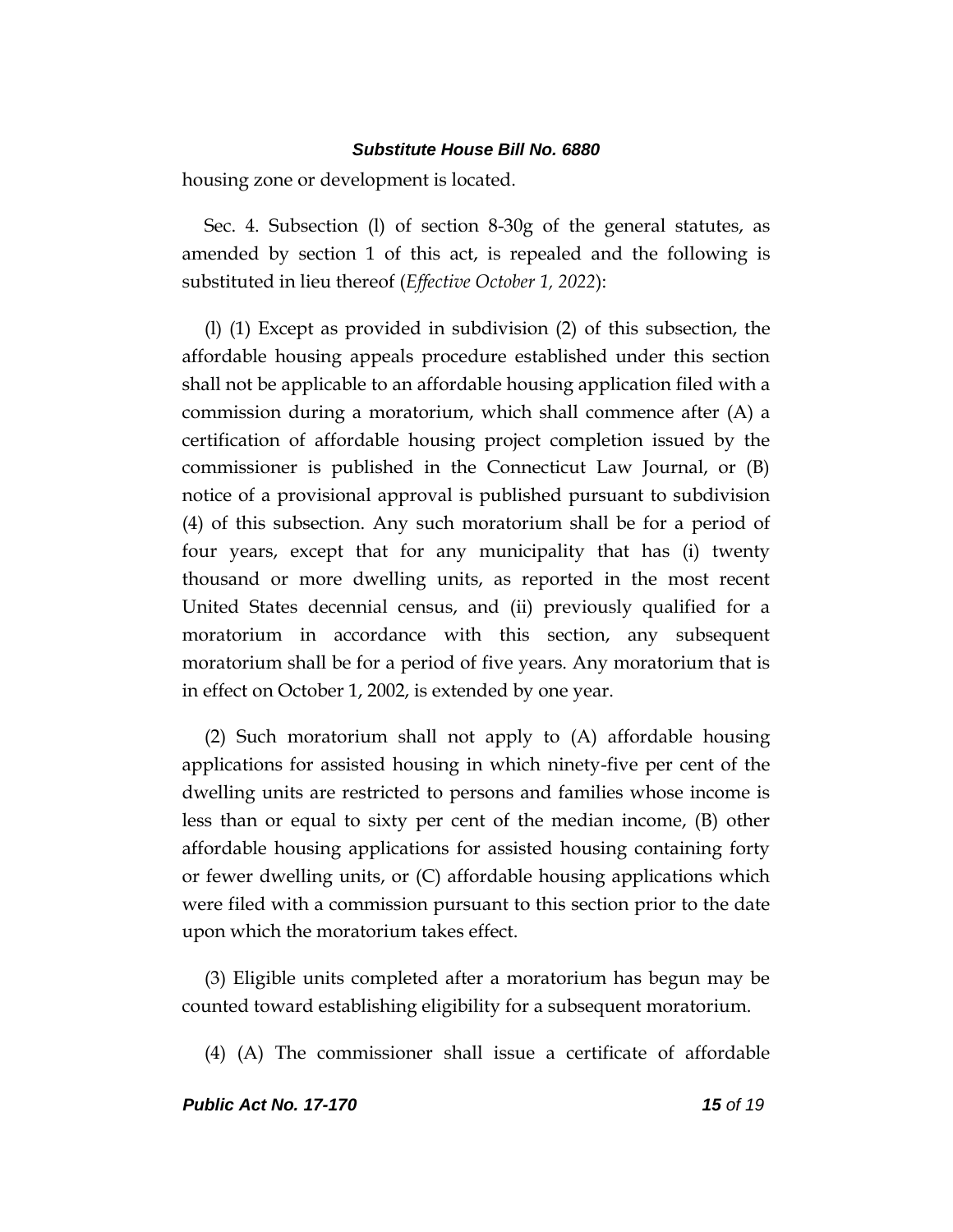housing zone or development is located.

Sec. 4. Subsection (l) of section 8-30g of the general statutes, as amended by section 1 of this act, is repealed and the following is substituted in lieu thereof (*Effective October 1, 2022*):

(l) (1) Except as provided in subdivision (2) of this subsection, the affordable housing appeals procedure established under this section shall not be applicable to an affordable housing application filed with a commission during a moratorium, which shall commence after (A) a certification of affordable housing project completion issued by the commissioner is published in the Connecticut Law Journal, or (B) notice of a provisional approval is published pursuant to subdivision (4) of this subsection. Any such moratorium shall be for a period of four years, except that for any municipality that has (i) twenty thousand or more dwelling units, as reported in the most recent United States decennial census, and (ii) previously qualified for a moratorium in accordance with this section, any subsequent moratorium shall be for a period of five years. Any moratorium that is in effect on October 1, 2002, is extended by one year.

(2) Such moratorium shall not apply to (A) affordable housing applications for assisted housing in which ninety-five per cent of the dwelling units are restricted to persons and families whose income is less than or equal to sixty per cent of the median income, (B) other affordable housing applications for assisted housing containing forty or fewer dwelling units, or (C) affordable housing applications which were filed with a commission pursuant to this section prior to the date upon which the moratorium takes effect.

(3) Eligible units completed after a moratorium has begun may be counted toward establishing eligibility for a subsequent moratorium.

(4) (A) The commissioner shall issue a certificate of affordable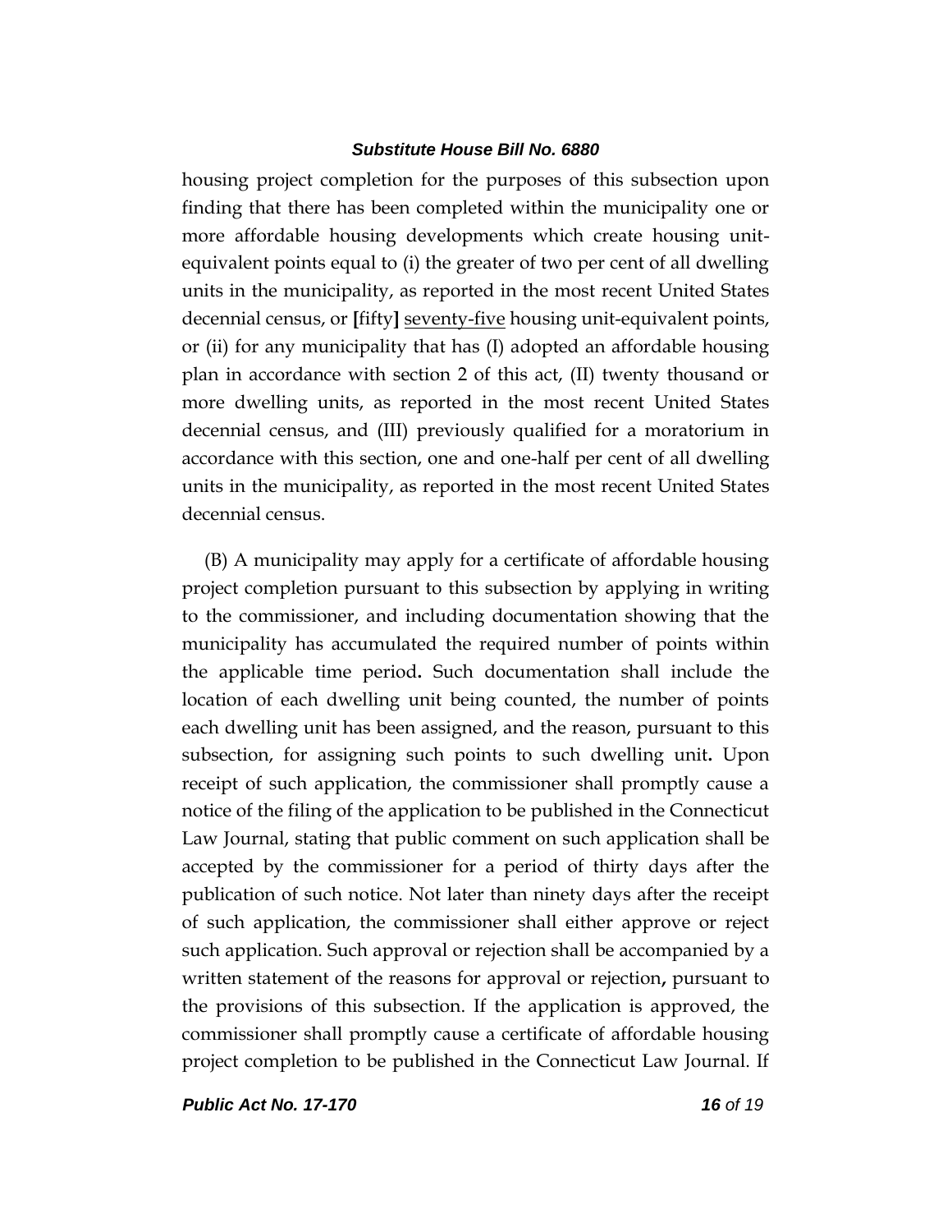housing project completion for the purposes of this subsection upon finding that there has been completed within the municipality one or more affordable housing developments which create housing unit-equivalent points equal to (i) the greater of two per cent of all dwelling units in the municipality, as reported in the most recent United States decennial census, or **[**fifty**]** <u>seventy-five</u> housing unit-equivalent points, or (ii) for any municipality that has (I) adopted an affordable housing plan in accordance with section 2 of this act, (II) twenty thousand or more dwelling units, as reported in the most recent United States decennial census, and (III) previously qualified for a moratorium in accordance with this section, one and one-half per cent of all dwelling units in the municipality, as reported in the most recent United States decennial census.

(B) A municipality may apply for a certificate of affordable housing project completion pursuant to this subsection by applying in writing to the commissioner, and including documentation showing that the municipality has accumulated the required number of points within the applicable time period. Such documentation shall include the location of each dwelling unit being counted, the number of points each dwelling unit has been assigned, and the reason, pursuant to this subsection, for assigning such points to such dwelling unit. Upon receipt of such application, the commissioner shall promptly cause a notice of the filing of the application to be published in the Connecticut Law Journal, stating that public comment on such application shall be accepted by the commissioner for a period of thirty days after the publication of such notice. Not later than ninety days after the receipt of such application, the commissioner shall either approve or reject such application. Such approval or rejection shall be accompanied by a written statement of the reasons for approval or rejection, pursuant to the provisions of this subsection. If the application is approved, the commissioner shall promptly cause a certificate of affordable housing project completion to be published in the Connecticut Law Journal. If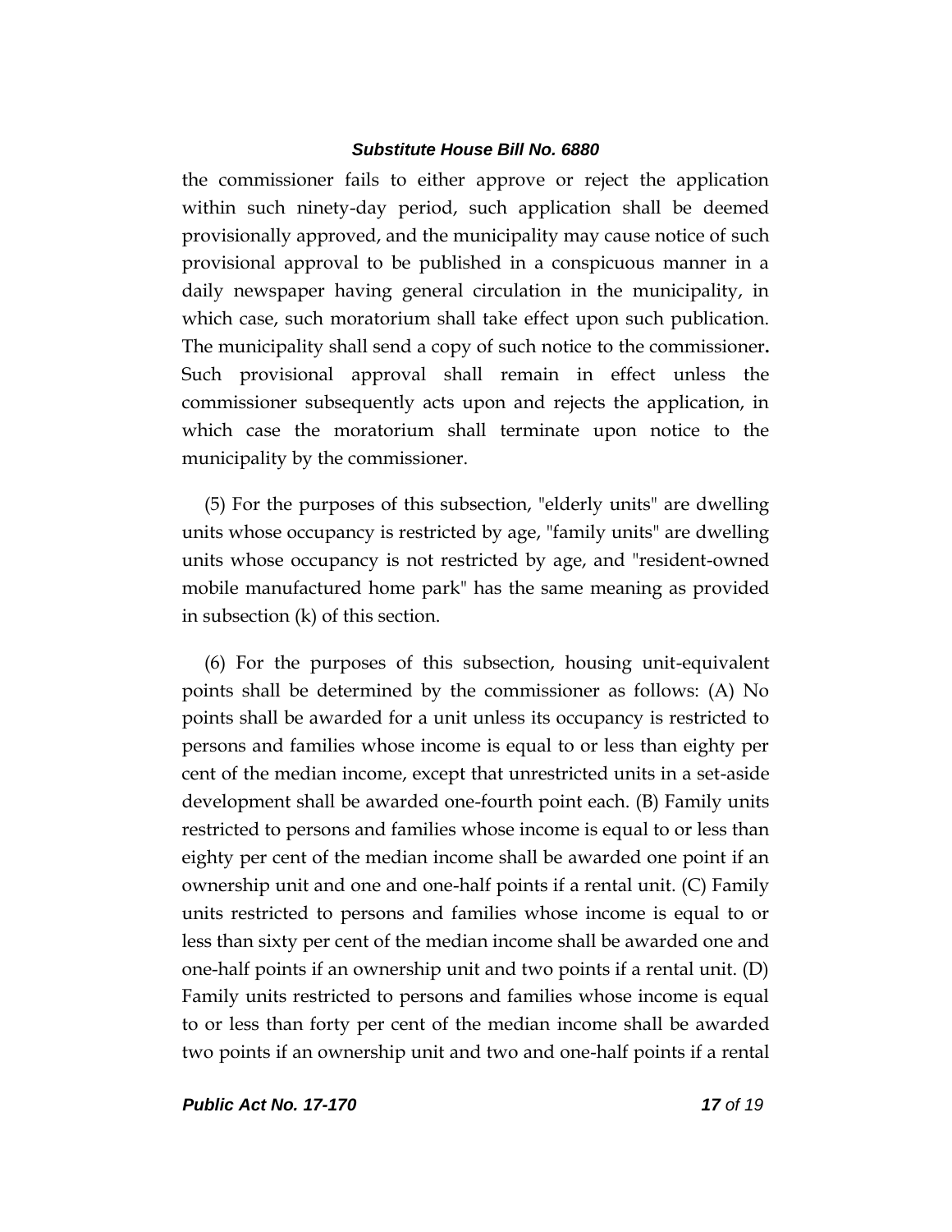the commissioner fails to either approve or reject the application within such ninety-day period, such application shall be deemed provisionally approved, and the municipality may cause notice of such provisional approval to be published in a conspicuous manner in a daily newspaper having general circulation in the municipality, in which case, such moratorium shall take effect upon such publication. The municipality shall send a copy of such notice to the commissioner**.** Such provisional approval shall remain in effect unless the commissioner subsequently acts upon and rejects the application, in which case the moratorium shall terminate upon notice to the municipality by the commissioner.

(5) For the purposes of this subsection, "elderly units" are dwelling units whose occupancy is restricted by age, "family units" are dwelling units whose occupancy is not restricted by age, and "resident-owned mobile manufactured home park" has the same meaning as provided in subsection (k) of this section.

(6) For the purposes of this subsection, housing unit-equivalent points shall be determined by the commissioner as follows: (A) No points shall be awarded for a unit unless its occupancy is restricted to persons and families whose income is equal to or less than eighty per cent of the median income, except that unrestricted units in a set-aside development shall be awarded one-fourth point each. (B) Family units restricted to persons and families whose income is equal to or less than eighty per cent of the median income shall be awarded one point if an ownership unit and one and one-half points if a rental unit. (C) Family units restricted to persons and families whose income is equal to or less than sixty per cent of the median income shall be awarded one and one-half points if an ownership unit and two points if a rental unit. (D) Family units restricted to persons and families whose income is equal to or less than forty per cent of the median income shall be awarded two points if an ownership unit and two and one-half points if a rental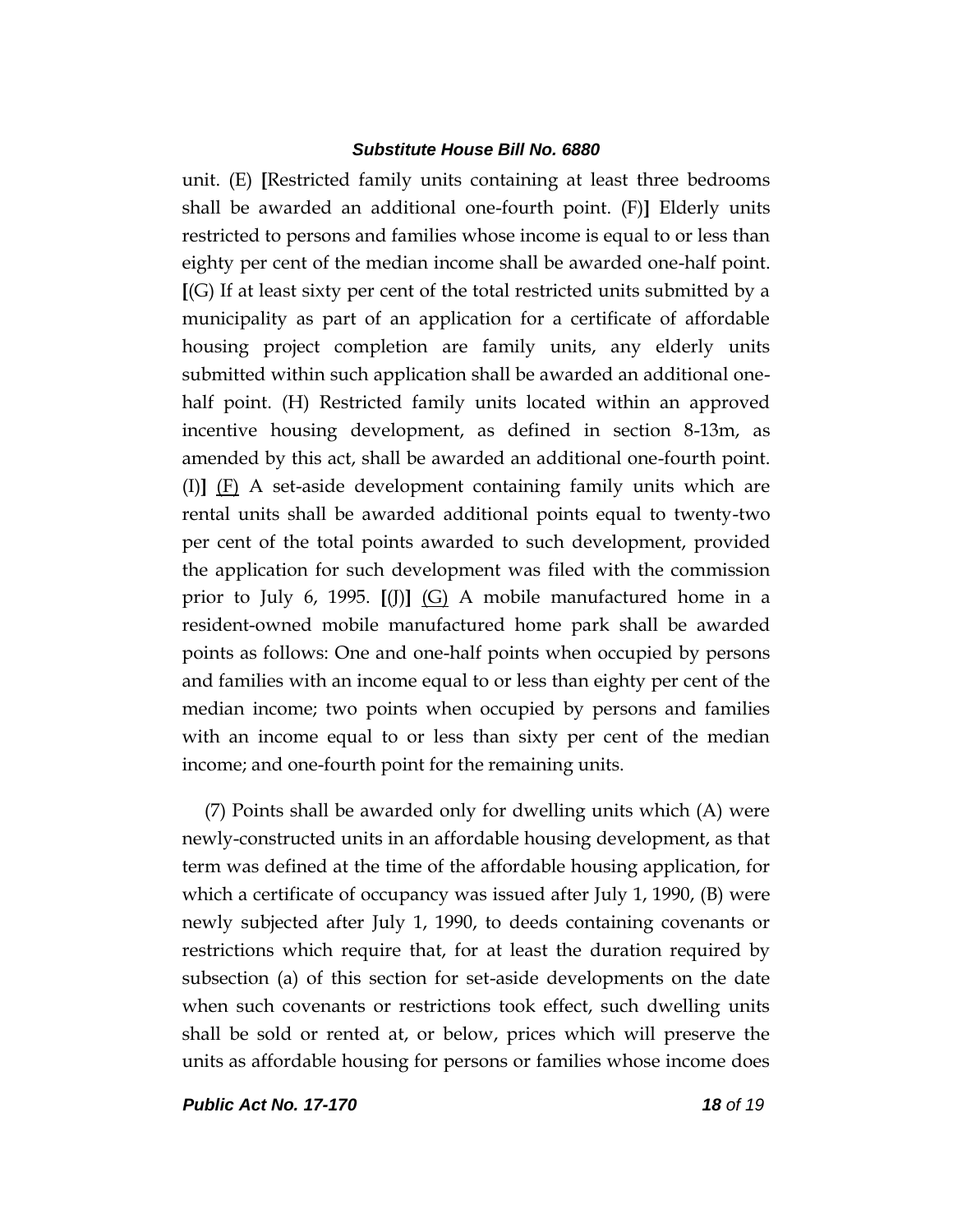unit. (E) [Restricted family units containing at least three bedrooms shall be awarded an additional one-fourth point. (F)] Elderly units restricted to persons and families whose income is equal to or less than eighty per cent of the median income shall be awarded one-half point. [(G) If at least sixty per cent of the total restricted units submitted by a municipality as part of an application for a certificate of affordable housing project completion are family units, any elderly units submitted within such application shall be awarded an additional one-half point. (H) Restricted family units located within an approved incentive housing development, as defined in section 8-13m, as amended by this act, shall be awarded an additional one-fourth point. (I)] <u>(F)</u> A set-aside development containing family units which are rental units shall be awarded additional points equal to twenty-two per cent of the total points awarded to such development, provided the application for such development was filed with the commission prior to July 6, 1995. [(J)] <u>(G)</u> A mobile manufactured home in a resident-owned mobile manufactured home park shall be awarded points as follows: One and one-half points when occupied by persons and families with an income equal to or less than eighty per cent of the median income; two points when occupied by persons and families with an income equal to or less than sixty per cent of the median income; and one-fourth point for the remaining units.

(7) Points shall be awarded only for dwelling units which (A) were newly-constructed units in an affordable housing development, as that term was defined at the time of the affordable housing application, for which a certificate of occupancy was issued after July 1, 1990, (B) were newly subjected after July 1, 1990, to deeds containing covenants or restrictions which require that, for at least the duration required by subsection (a) of this section for set-aside developments on the date when such covenants or restrictions took effect, such dwelling units shall be sold or rented at, or below, prices which will preserve the units as affordable housing for persons or families whose income does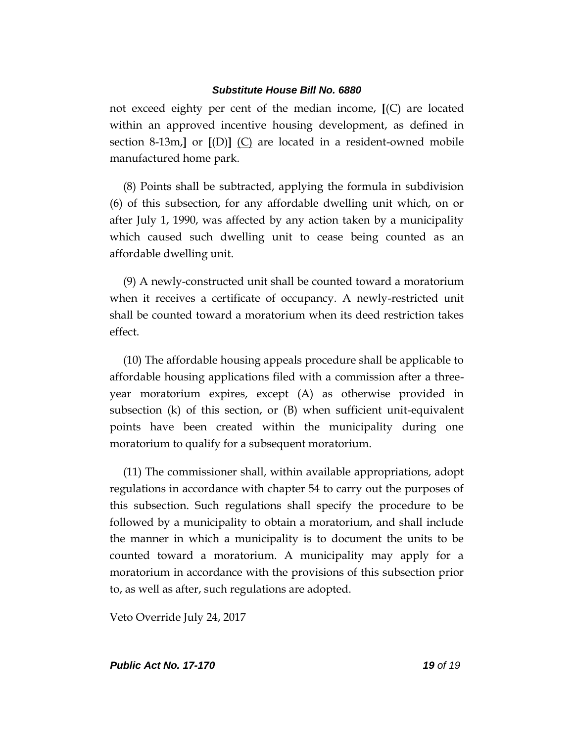not exceed eighty per cent of the median income, [(C) are located within an approved incentive housing development, as defined in section 8-13m,] or [(D)] <u>(C)</u> are located in a resident-owned mobile manufactured home park.

(8) Points shall be subtracted, applying the formula in subdivision (6) of this subsection, for any affordable dwelling unit which, on or after July 1, 1990, was affected by any action taken by a municipality which caused such dwelling unit to cease being counted as an affordable dwelling unit.

(9) A newly-constructed unit shall be counted toward a moratorium when it receives a certificate of occupancy. A newly-restricted unit shall be counted toward a moratorium when its deed restriction takes effect.

(10) The affordable housing appeals procedure shall be applicable to affordable housing applications filed with a commission after a three-year moratorium expires, except (A) as otherwise provided in subsection (k) of this section, or (B) when sufficient unit-equivalent points have been created within the municipality during one moratorium to qualify for a subsequent moratorium.

(11) The commissioner shall, within available appropriations, adopt regulations in accordance with chapter 54 to carry out the purposes of this subsection. Such regulations shall specify the procedure to be followed by a municipality to obtain a moratorium, and shall include the manner in which a municipality is to document the units to be counted toward a moratorium. A municipality may apply for a moratorium in accordance with the provisions of this subsection prior to, as well as after, such regulations are adopted.

Veto Override July 24, 2017